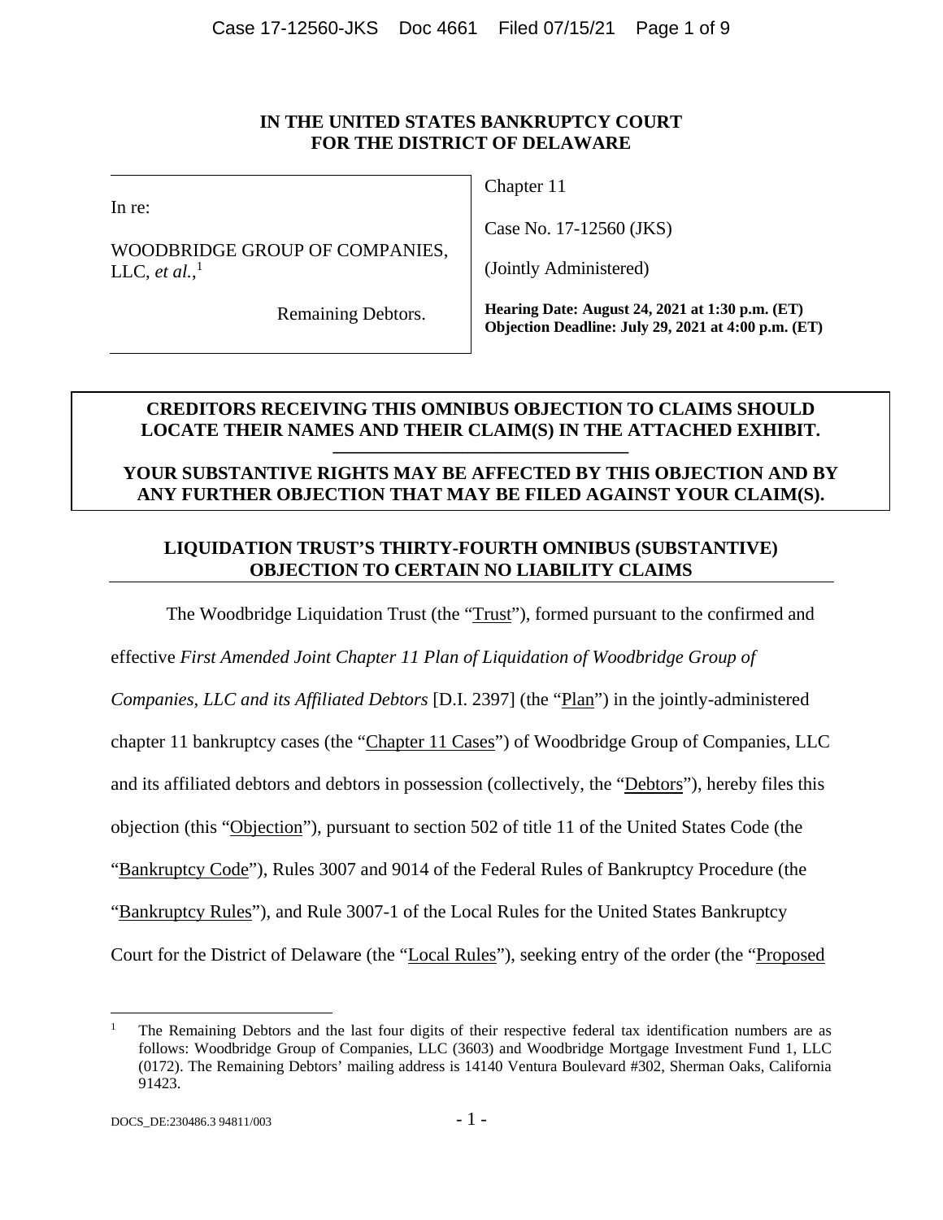**IN THE UNITED STATES BANKRUPTCY COURT**
**FOR THE DISTRICT OF DELAWARE**

| | |
|---|---|
| In re:<br><br>WOODBRIDGE GROUP OF COMPANIES, LLC, *et al.*,[1]<br><br>Remaining Debtors. | Chapter 11<br><br>Case No. 17-12560 (JKS)<br><br>(Jointly Administered)<br><br>**Hearing Date: August 24, 2021 at 1:30 p.m. (ET)**<br>**Objection Deadline: July 29, 2021 at 4:00 p.m. (ET)** |

**CREDITORS RECEIVING THIS OMNIBUS OBJECTION TO CLAIMS SHOULD LOCATE THEIR NAMES AND THEIR CLAIM(S) IN THE ATTACHED EXHIBIT.**

**YOUR SUBSTANTIVE RIGHTS MAY BE AFFECTED BY THIS OBJECTION AND BY ANY FURTHER OBJECTION THAT MAY BE FILED AGAINST YOUR CLAIM(S).**

## LIQUIDATION TRUST'S THIRTY-FOURTH OMNIBUS (SUBSTANTIVE) OBJECTION TO CERTAIN NO LIABILITY CLAIMS

The Woodbridge Liquidation Trust (the "Trust"), formed pursuant to the confirmed and effective *First Amended Joint Chapter 11 Plan of Liquidation of Woodbridge Group of Companies, LLC and its Affiliated Debtors* [D.I. 2397] (the "Plan") in the jointly-administered chapter 11 bankruptcy cases (the "Chapter 11 Cases") of Woodbridge Group of Companies, LLC and its affiliated debtors and debtors in possession (collectively, the "Debtors"), hereby files this objection (this "Objection"), pursuant to section 502 of title 11 of the United States Code (the "Bankruptcy Code"), Rules 3007 and 9014 of the Federal Rules of Bankruptcy Procedure (the "Bankruptcy Rules"), and Rule 3007-1 of the Local Rules for the United States Bankruptcy Court for the District of Delaware (the "Local Rules"), seeking entry of the order (the "Proposed

[1] The Remaining Debtors and the last four digits of their respective federal tax identification numbers are as follows: Woodbridge Group of Companies, LLC (3603) and Woodbridge Mortgage Investment Fund 1, LLC (0172). The Remaining Debtors' mailing address is 14140 Ventura Boulevard #302, Sherman Oaks, California 91423.

DOCS_DE:230486.3 94811/003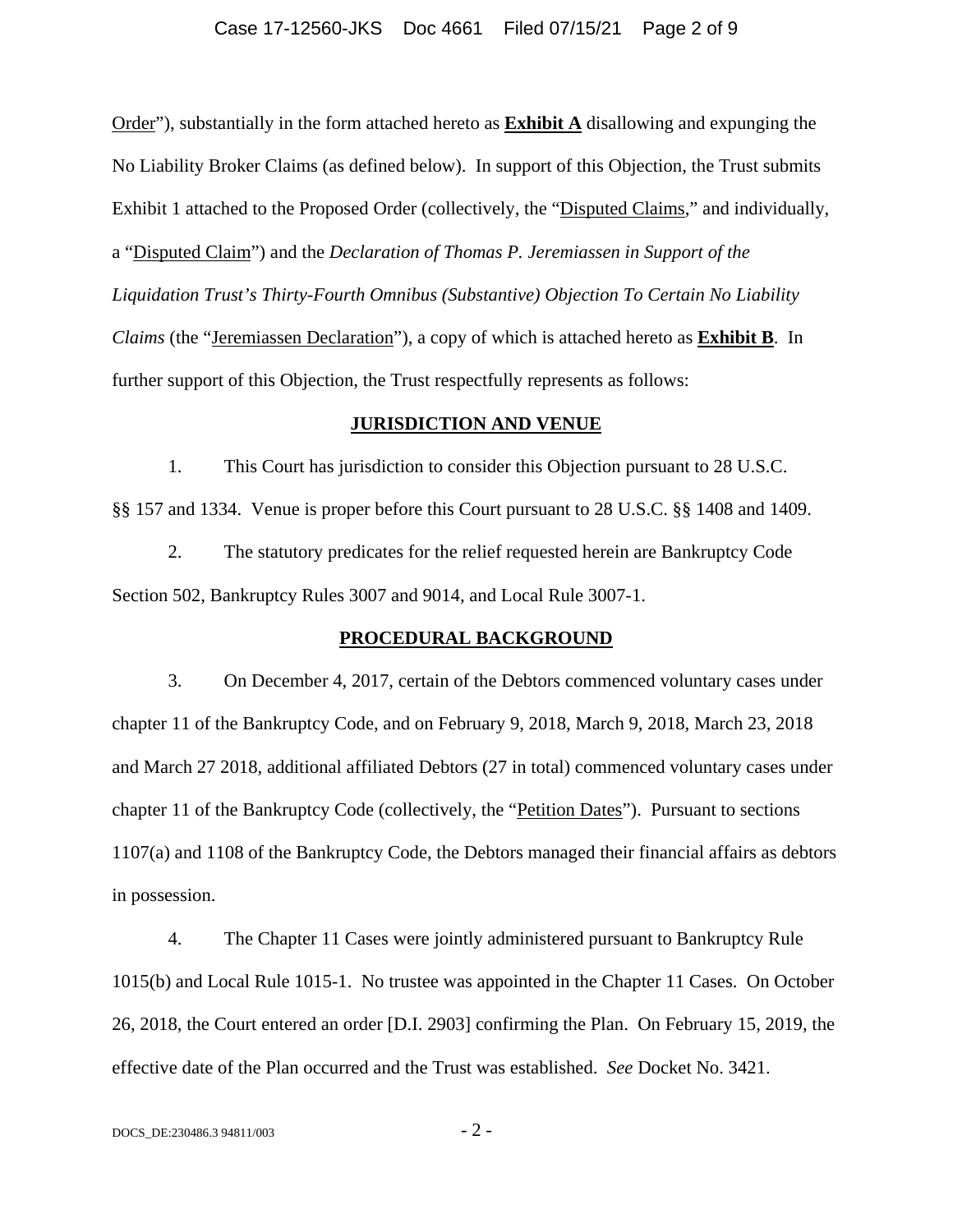Order"), substantially in the form attached hereto as **Exhibit A** disallowing and expunging the No Liability Broker Claims (as defined below). In support of this Objection, the Trust submits Exhibit 1 attached to the Proposed Order (collectively, the "Disputed Claims," and individually, a "Disputed Claim") and the *Declaration of Thomas P. Jeremiassen in Support of the Liquidation Trust's Thirty-Fourth Omnibus (Substantive) Objection To Certain No Liability Claims* (the "Jeremiassen Declaration"), a copy of which is attached hereto as **Exhibit B**. In further support of this Objection, the Trust respectfully represents as follows:

## JURISDICTION AND VENUE

1. This Court has jurisdiction to consider this Objection pursuant to 28 U.S.C. §§ 157 and 1334. Venue is proper before this Court pursuant to 28 U.S.C. §§ 1408 and 1409.

2. The statutory predicates for the relief requested herein are Bankruptcy Code Section 502, Bankruptcy Rules 3007 and 9014, and Local Rule 3007-1.

## PROCEDURAL BACKGROUND

3. On December 4, 2017, certain of the Debtors commenced voluntary cases under chapter 11 of the Bankruptcy Code, and on February 9, 2018, March 9, 2018, March 23, 2018 and March 27 2018, additional affiliated Debtors (27 in total) commenced voluntary cases under chapter 11 of the Bankruptcy Code (collectively, the "Petition Dates"). Pursuant to sections 1107(a) and 1108 of the Bankruptcy Code, the Debtors managed their financial affairs as debtors in possession.

4. The Chapter 11 Cases were jointly administered pursuant to Bankruptcy Rule 1015(b) and Local Rule 1015-1. No trustee was appointed in the Chapter 11 Cases. On October 26, 2018, the Court entered an order [D.I. 2903] confirming the Plan. On February 15, 2019, the effective date of the Plan occurred and the Trust was established. *See* Docket No. 3421.

DOCS_DE:230486.3 94811/003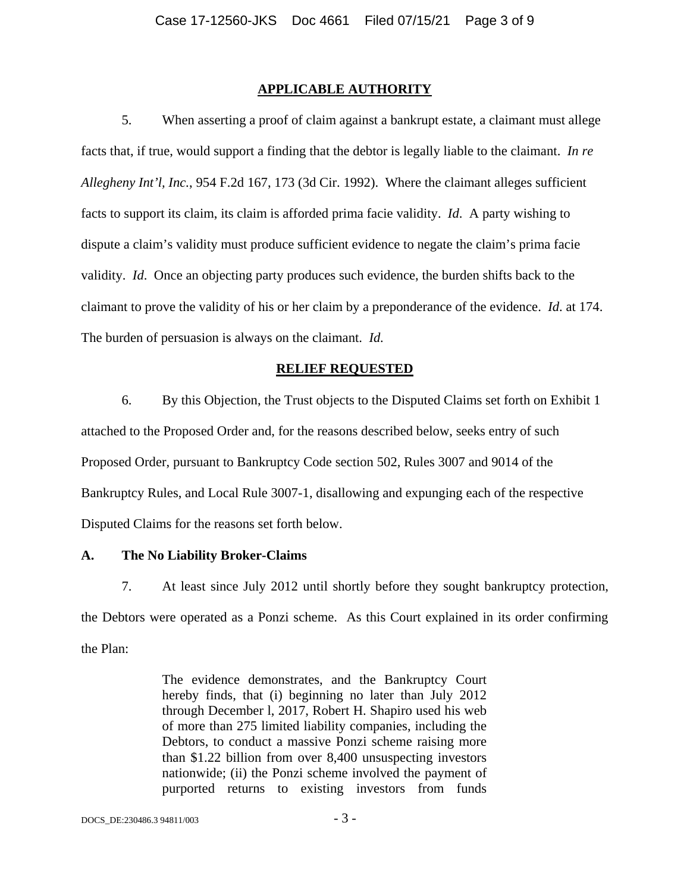## APPLICABLE AUTHORITY

5. When asserting a proof of claim against a bankrupt estate, a claimant must allege facts that, if true, would support a finding that the debtor is legally liable to the claimant. *In re Allegheny Int'l, Inc.*, 954 F.2d 167, 173 (3d Cir. 1992). Where the claimant alleges sufficient facts to support its claim, its claim is afforded prima facie validity. *Id.* A party wishing to dispute a claim's validity must produce sufficient evidence to negate the claim's prima facie validity. *Id.* Once an objecting party produces such evidence, the burden shifts back to the claimant to prove the validity of his or her claim by a preponderance of the evidence. *Id.* at 174. The burden of persuasion is always on the claimant. *Id.*

## RELIEF REQUESTED

6. By this Objection, the Trust objects to the Disputed Claims set forth on Exhibit 1 attached to the Proposed Order and, for the reasons described below, seeks entry of such Proposed Order, pursuant to Bankruptcy Code section 502, Rules 3007 and 9014 of the Bankruptcy Rules, and Local Rule 3007-1, disallowing and expunging each of the respective Disputed Claims for the reasons set forth below.

### A. The No Liability Broker-Claims

7. At least since July 2012 until shortly before they sought bankruptcy protection, the Debtors were operated as a Ponzi scheme. As this Court explained in its order confirming the Plan:

> The evidence demonstrates, and the Bankruptcy Court hereby finds, that (i) beginning no later than July 2012 through December l, 2017, Robert H. Shapiro used his web of more than 275 limited liability companies, including the Debtors, to conduct a massive Ponzi scheme raising more than $1.22 billion from over 8,400 unsuspecting investors nationwide; (ii) the Ponzi scheme involved the payment of purported returns to existing investors from funds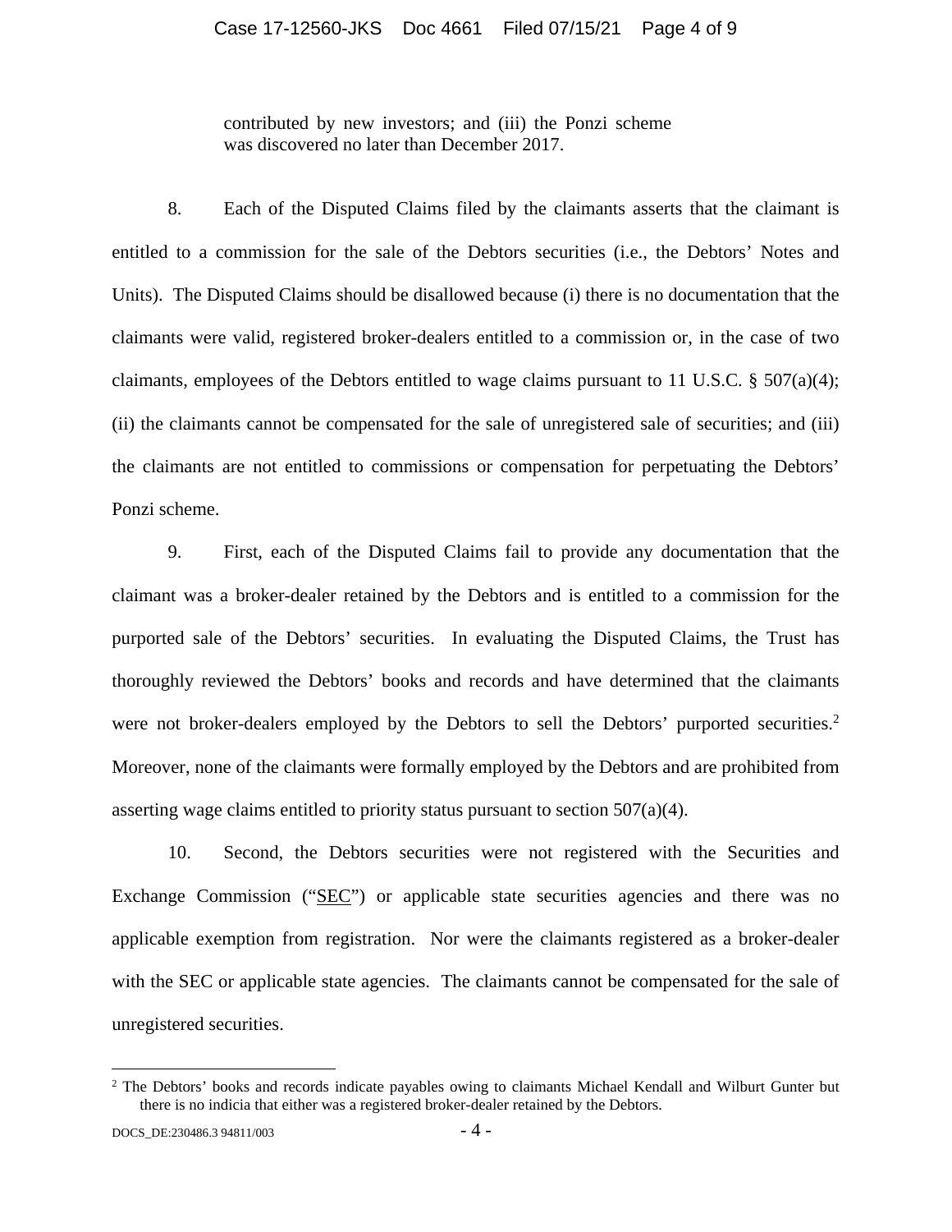contributed by new investors; and (iii) the Ponzi scheme was discovered no later than December 2017.

8. Each of the Disputed Claims filed by the claimants asserts that the claimant is entitled to a commission for the sale of the Debtors securities (i.e., the Debtors' Notes and Units). The Disputed Claims should be disallowed because (i) there is no documentation that the claimants were valid, registered broker-dealers entitled to a commission or, in the case of two claimants, employees of the Debtors entitled to wage claims pursuant to 11 U.S.C. § 507(a)(4); (ii) the claimants cannot be compensated for the sale of unregistered sale of securities; and (iii) the claimants are not entitled to commissions or compensation for perpetuating the Debtors' Ponzi scheme.

9. First, each of the Disputed Claims fail to provide any documentation that the claimant was a broker-dealer retained by the Debtors and is entitled to a commission for the purported sale of the Debtors' securities. In evaluating the Disputed Claims, the Trust has thoroughly reviewed the Debtors' books and records and have determined that the claimants were not broker-dealers employed by the Debtors to sell the Debtors' purported securities.[2] Moreover, none of the claimants were formally employed by the Debtors and are prohibited from asserting wage claims entitled to priority status pursuant to section 507(a)(4).

10. Second, the Debtors securities were not registered with the Securities and Exchange Commission ("SEC") or applicable state securities agencies and there was no applicable exemption from registration. Nor were the claimants registered as a broker-dealer with the SEC or applicable state agencies. The claimants cannot be compensated for the sale of unregistered securities.

---

[2] The Debtors' books and records indicate payables owing to claimants Michael Kendall and Wilburt Gunter but there is no indicia that either was a registered broker-dealer retained by the Debtors.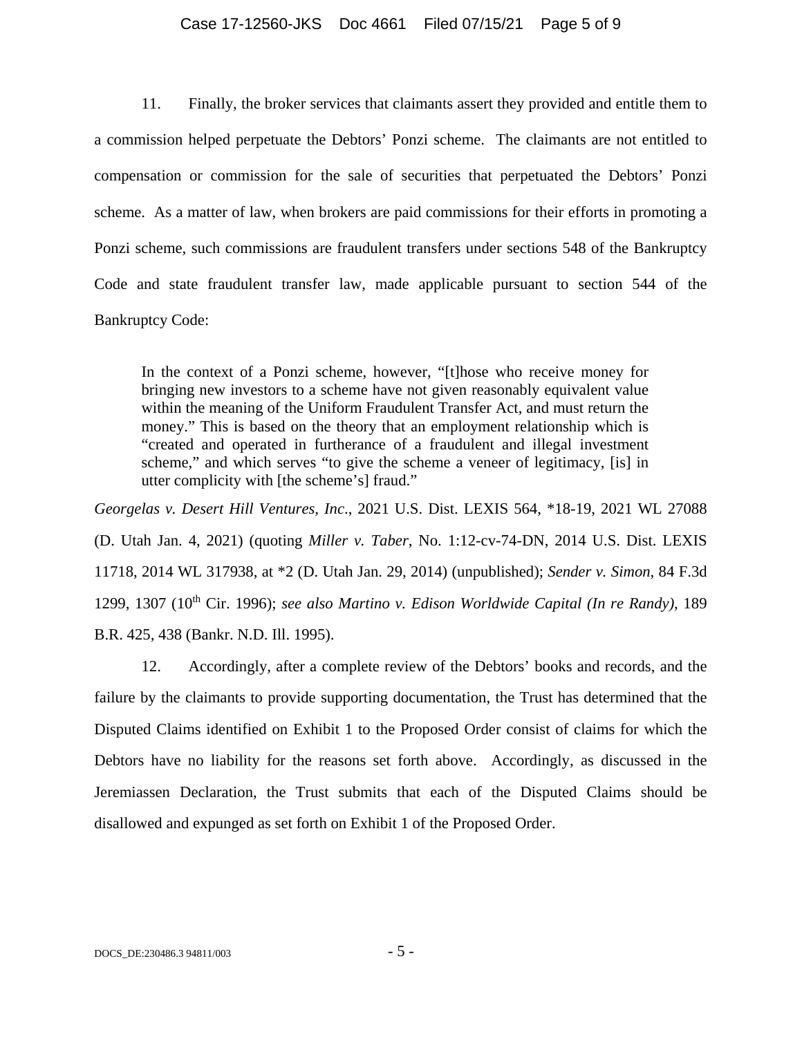11. Finally, the broker services that claimants assert they provided and entitle them to a commission helped perpetuate the Debtors' Ponzi scheme. The claimants are not entitled to compensation or commission for the sale of securities that perpetuated the Debtors' Ponzi scheme. As a matter of law, when brokers are paid commissions for their efforts in promoting a Ponzi scheme, such commissions are fraudulent transfers under sections 548 of the Bankruptcy Code and state fraudulent transfer law, made applicable pursuant to section 544 of the Bankruptcy Code:

> In the context of a Ponzi scheme, however, "[t]hose who receive money for bringing new investors to a scheme have not given reasonably equivalent value within the meaning of the Uniform Fraudulent Transfer Act, and must return the money." This is based on the theory that an employment relationship which is "created and operated in furtherance of a fraudulent and illegal investment scheme," and which serves "to give the scheme a veneer of legitimacy, [is] in utter complicity with [the scheme's] fraud."

*Georgelas v. Desert Hill Ventures, Inc*., 2021 U.S. Dist. LEXIS 564, *18-19, 2021 WL 27088 (D. Utah Jan. 4, 2021) (quoting *Miller v. Taber*, No. 1:12-cv-74-DN, 2014 U.S. Dist. LEXIS 11718, 2014 WL 317938, at *2 (D. Utah Jan. 29, 2014) (unpublished); *Sender v. Simon*, 84 F.3d 1299, 1307 (10th Cir. 1996); *see also Martino v. Edison Worldwide Capital (In re Randy)*, 189 B.R. 425, 438 (Bankr. N.D. Ill. 1995).

12. Accordingly, after a complete review of the Debtors' books and records, and the failure by the claimants to provide supporting documentation, the Trust has determined that the Disputed Claims identified on Exhibit 1 to the Proposed Order consist of claims for which the Debtors have no liability for the reasons set forth above. Accordingly, as discussed in the Jeremiassen Declaration, the Trust submits that each of the Disputed Claims should be disallowed and expunged as set forth on Exhibit 1 of the Proposed Order.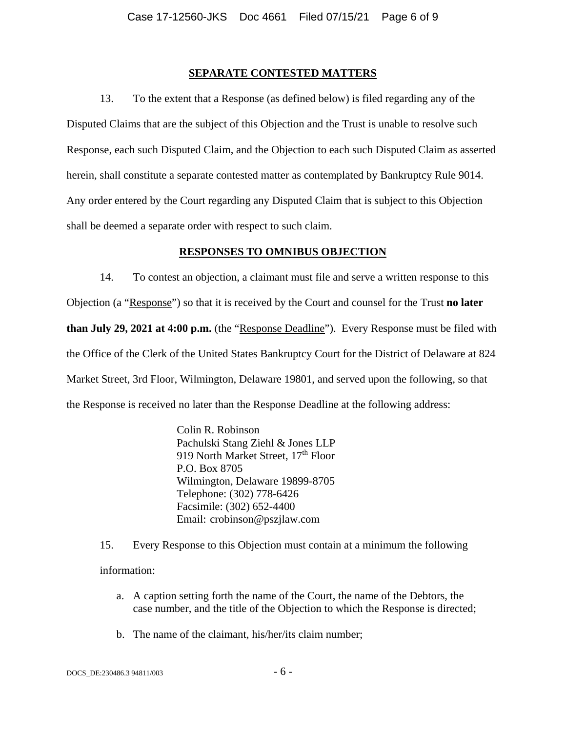## SEPARATE CONTESTED MATTERS

13. To the extent that a Response (as defined below) is filed regarding any of the Disputed Claims that are the subject of this Objection and the Trust is unable to resolve such Response, each such Disputed Claim, and the Objection to each such Disputed Claim as asserted herein, shall constitute a separate contested matter as contemplated by Bankruptcy Rule 9014. Any order entered by the Court regarding any Disputed Claim that is subject to this Objection shall be deemed a separate order with respect to such claim.

## RESPONSES TO OMNIBUS OBJECTION

14. To contest an objection, a claimant must file and serve a written response to this Objection (a "Response") so that it is received by the Court and counsel for the Trust **no later than July 29, 2021 at 4:00 p.m.** (the "Response Deadline"). Every Response must be filed with the Office of the Clerk of the United States Bankruptcy Court for the District of Delaware at 824 Market Street, 3rd Floor, Wilmington, Delaware 19801, and served upon the following, so that the Response is received no later than the Response Deadline at the following address:

> Colin R. Robinson
> Pachulski Stang Ziehl & Jones LLP
> 919 North Market Street, 17th Floor
> P.O. Box 8705
> Wilmington, Delaware 19899-8705
> Telephone: (302) 778-6426
> Facsimile: (302) 652-4400
> Email: crobinson@pszjlaw.com

15. Every Response to this Objection must contain at a minimum the following information:

a. A caption setting forth the name of the Court, the name of the Debtors, the case number, and the title of the Objection to which the Response is directed;

b. The name of the claimant, his/her/its claim number;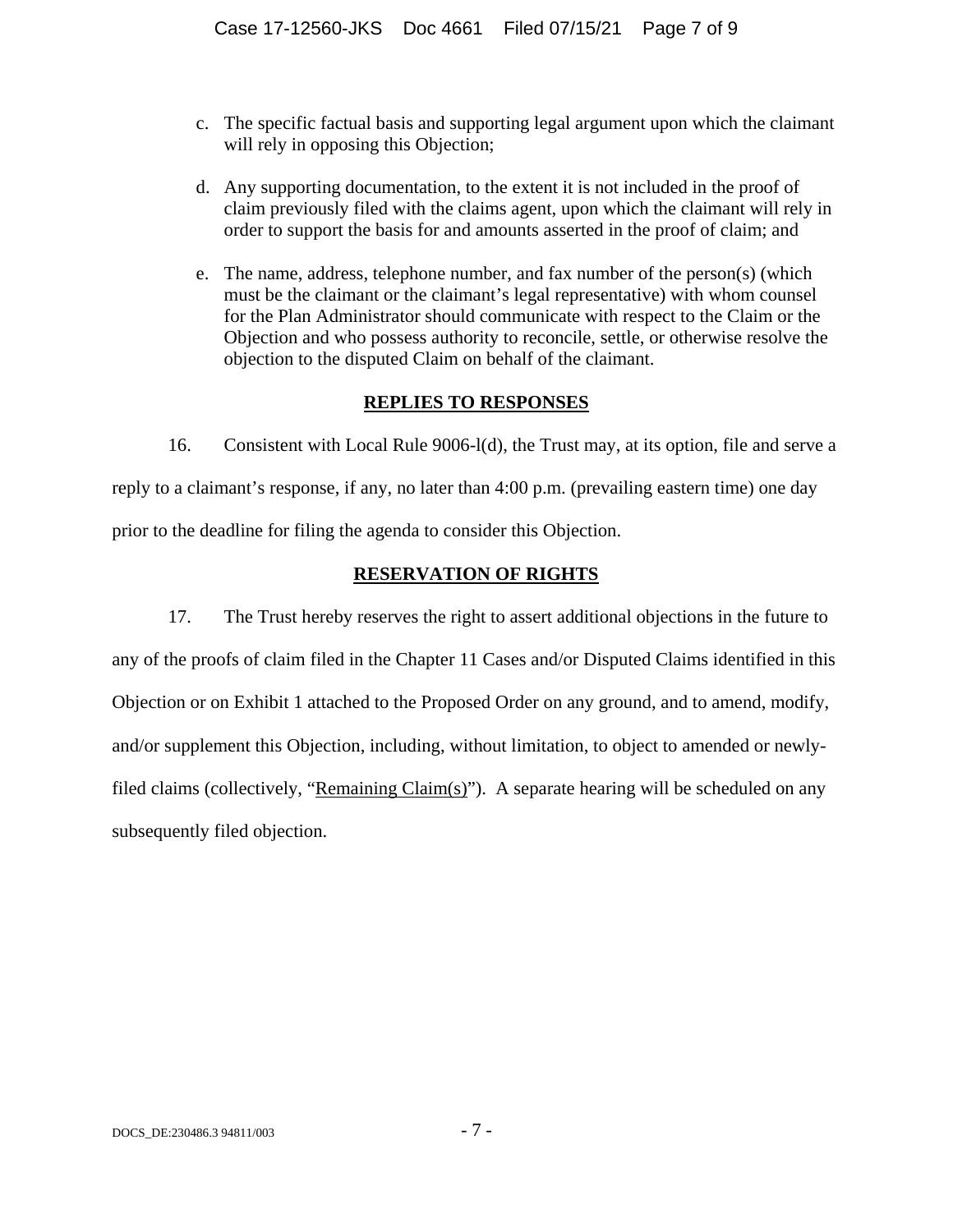c. The specific factual basis and supporting legal argument upon which the claimant will rely in opposing this Objection;

d. Any supporting documentation, to the extent it is not included in the proof of claim previously filed with the claims agent, upon which the claimant will rely in order to support the basis for and amounts asserted in the proof of claim; and

e. The name, address, telephone number, and fax number of the person(s) (which must be the claimant or the claimant's legal representative) with whom counsel for the Plan Administrator should communicate with respect to the Claim or the Objection and who possess authority to reconcile, settle, or otherwise resolve the objection to the disputed Claim on behalf of the claimant.

## REPLIES TO RESPONSES

16. Consistent with Local Rule 9006-l(d), the Trust may, at its option, file and serve a reply to a claimant's response, if any, no later than 4:00 p.m. (prevailing eastern time) one day prior to the deadline for filing the agenda to consider this Objection.

## RESERVATION OF RIGHTS

17. The Trust hereby reserves the right to assert additional objections in the future to any of the proofs of claim filed in the Chapter 11 Cases and/or Disputed Claims identified in this Objection or on Exhibit 1 attached to the Proposed Order on any ground, and to amend, modify, and/or supplement this Objection, including, without limitation, to object to amended or newly-filed claims (collectively, "Remaining Claim(s)"). A separate hearing will be scheduled on any subsequently filed objection.

DOCS_DE:230486.3 94811/003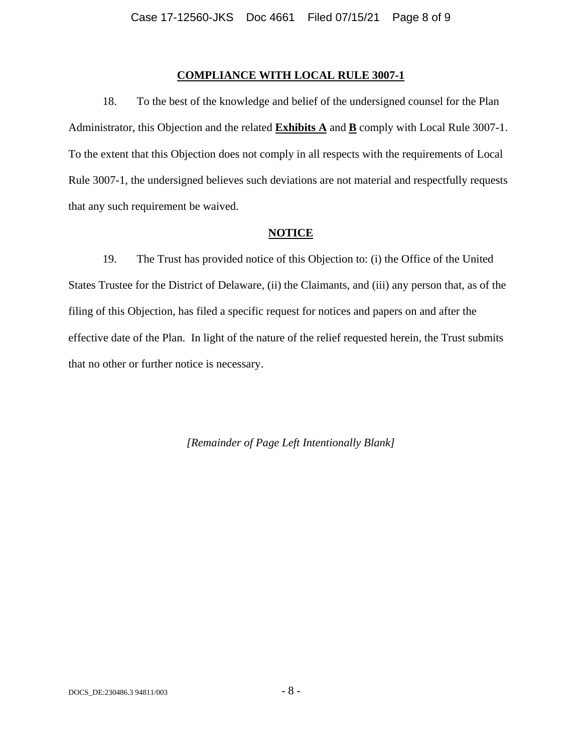## COMPLIANCE WITH LOCAL RULE 3007-1

18. To the best of the knowledge and belief of the undersigned counsel for the Plan Administrator, this Objection and the related **Exhibits A** and **B** comply with Local Rule 3007-1. To the extent that this Objection does not comply in all respects with the requirements of Local Rule 3007-1, the undersigned believes such deviations are not material and respectfully requests that any such requirement be waived.

## NOTICE

19. The Trust has provided notice of this Objection to: (i) the Office of the United States Trustee for the District of Delaware, (ii) the Claimants, and (iii) any person that, as of the filing of this Objection, has filed a specific request for notices and papers on and after the effective date of the Plan. In light of the nature of the relief requested herein, the Trust submits that no other or further notice is necessary.

*[Remainder of Page Left Intentionally Blank]*

DOCS_DE:230486.3 94811/003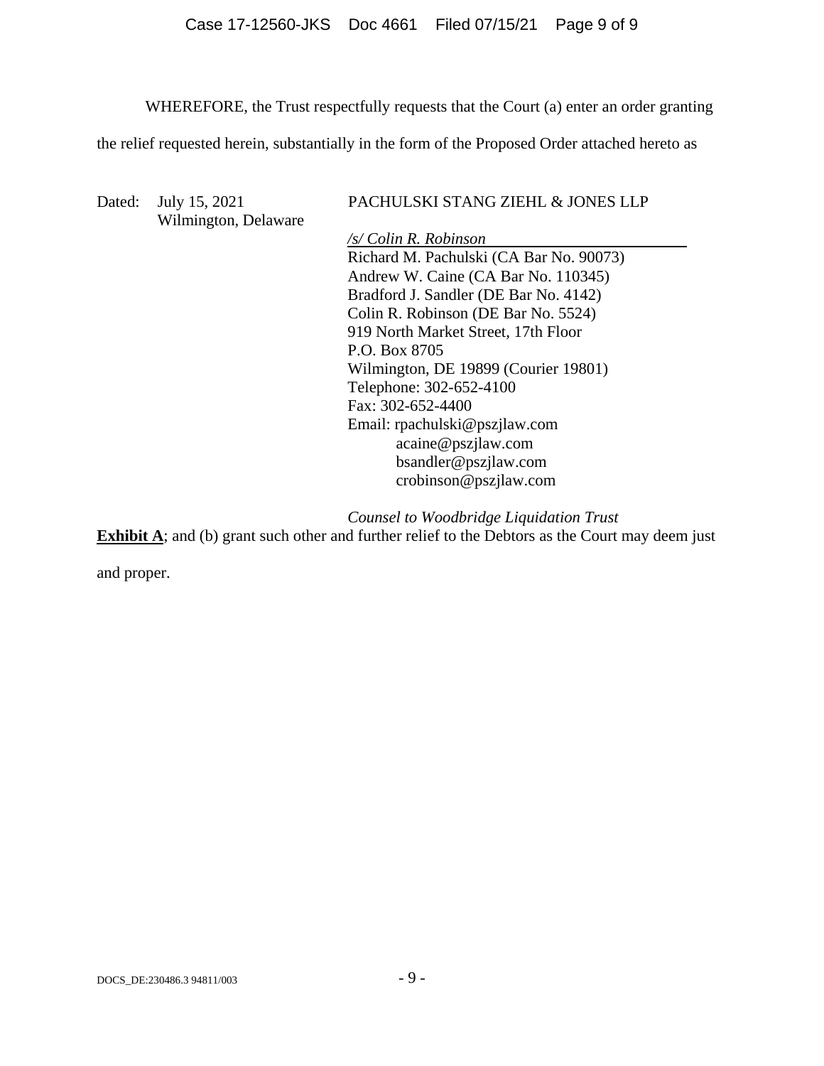WHEREFORE, the Trust respectfully requests that the Court (a) enter an order granting the relief requested herein, substantially in the form of the Proposed Order attached hereto as **Exhibit A**; and (b) grant such other and further relief to the Debtors as the Court may deem just and proper.

Dated: July 15, 2021
Wilmington, Delaware

PACHULSKI STANG ZIEHL & JONES LLP

*/s/ Colin R. Robinson*
Richard M. Pachulski (CA Bar No. 90073)
Andrew W. Caine (CA Bar No. 110345)
Bradford J. Sandler (DE Bar No. 4142)
Colin R. Robinson (DE Bar No. 5524)
919 North Market Street, 17th Floor
P.O. Box 8705
Wilmington, DE 19899 (Courier 19801)
Telephone: 302-652-4100
Fax: 302-652-4400
Email: rpachulski@pszjlaw.com
acaine@pszjlaw.com
bsandler@pszjlaw.com
crobinson@pszjlaw.com

*Counsel to Woodbridge Liquidation Trust*

DOCS_DE:230486.3 94811/003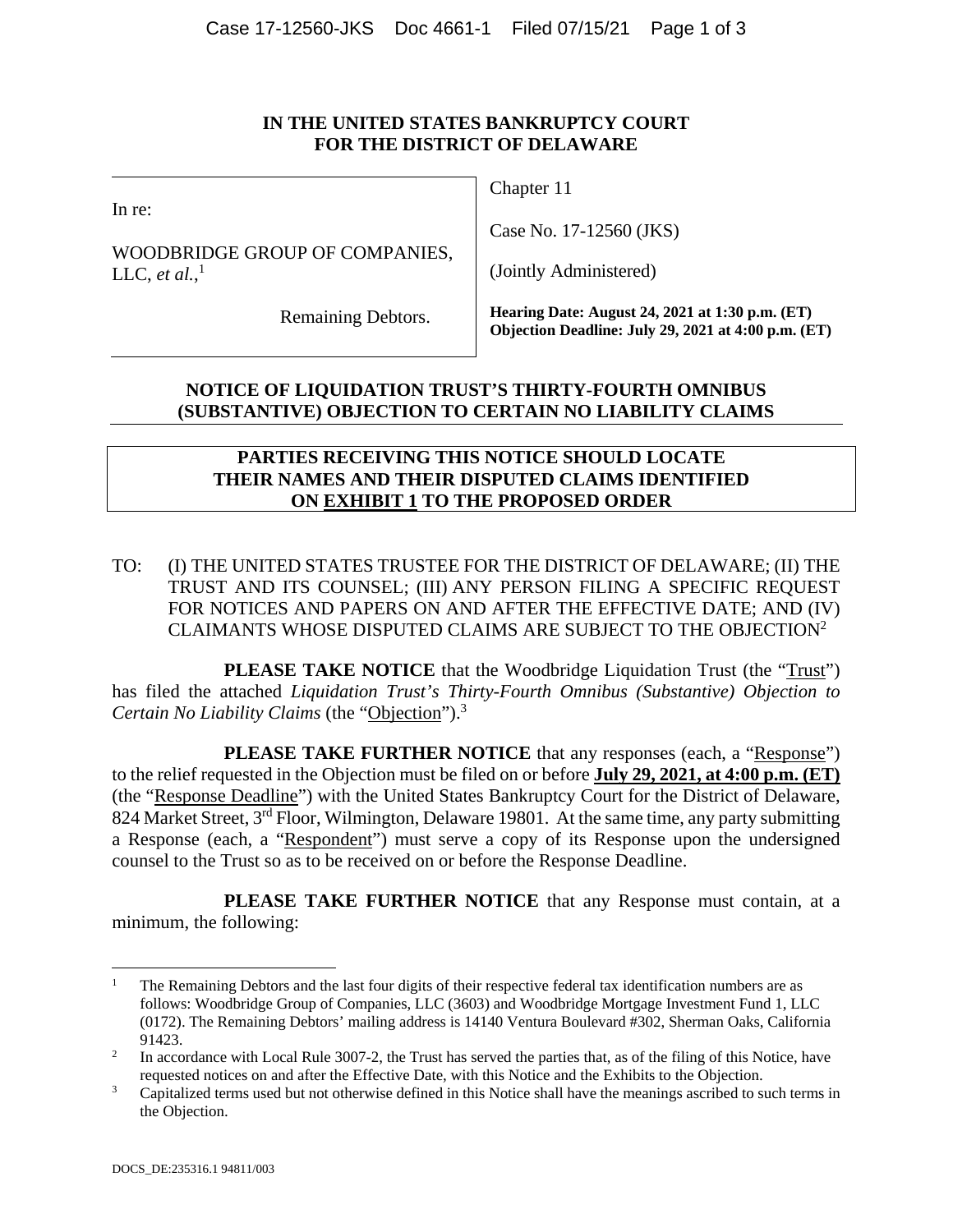**IN THE UNITED STATES BANKRUPTCY COURT**
**FOR THE DISTRICT OF DELAWARE**

| | |
|---|---|
| In re:<br><br>WOODBRIDGE GROUP OF COMPANIES, LLC, *et al.*,[1]<br><br>Remaining Debtors. | Chapter 11<br><br>Case No. 17-12560 (JKS)<br><br>(Jointly Administered)<br><br>**Hearing Date: August 24, 2021 at 1:30 p.m. (ET)**<br>**Objection Deadline: July 29, 2021 at 4:00 p.m. (ET)** |

**NOTICE OF LIQUIDATION TRUST'S THIRTY-FOURTH OMNIBUS (SUBSTANTIVE) OBJECTION TO CERTAIN NO LIABILITY CLAIMS**

**PARTIES RECEIVING THIS NOTICE SHOULD LOCATE THEIR NAMES AND THEIR DISPUTED CLAIMS IDENTIFIED ON EXHIBIT 1 TO THE PROPOSED ORDER**

TO: (I) THE UNITED STATES TRUSTEE FOR THE DISTRICT OF DELAWARE; (II) THE TRUST AND ITS COUNSEL; (III) ANY PERSON FILING A SPECIFIC REQUEST FOR NOTICES AND PAPERS ON AND AFTER THE EFFECTIVE DATE; AND (IV) CLAIMANTS WHOSE DISPUTED CLAIMS ARE SUBJECT TO THE OBJECTION[2]

**PLEASE TAKE NOTICE** that the Woodbridge Liquidation Trust (the "Trust") has filed the attached *Liquidation Trust's Thirty-Fourth Omnibus (Substantive) Objection to Certain No Liability Claims* (the "Objection").[3]

**PLEASE TAKE FURTHER NOTICE** that any responses (each, a "Response") to the relief requested in the Objection must be filed on or before **July 29, 2021, at 4:00 p.m. (ET)** (the "Response Deadline") with the United States Bankruptcy Court for the District of Delaware, 824 Market Street, 3rd Floor, Wilmington, Delaware 19801. At the same time, any party submitting a Response (each, a "Respondent") must serve a copy of its Response upon the undersigned counsel to the Trust so as to be received on or before the Response Deadline.

**PLEASE TAKE FURTHER NOTICE** that any Response must contain, at a minimum, the following:

---

[1] The Remaining Debtors and the last four digits of their respective federal tax identification numbers are as follows: Woodbridge Group of Companies, LLC (3603) and Woodbridge Mortgage Investment Fund 1, LLC (0172). The Remaining Debtors' mailing address is 14140 Ventura Boulevard #302, Sherman Oaks, California 91423.

[2] In accordance with Local Rule 3007-2, the Trust has served the parties that, as of the filing of this Notice, have requested notices on and after the Effective Date, with this Notice and the Exhibits to the Objection.

[3] Capitalized terms used but not otherwise defined in this Notice shall have the meanings ascribed to such terms in the Objection.

DOCS_DE:235316.1 94811/003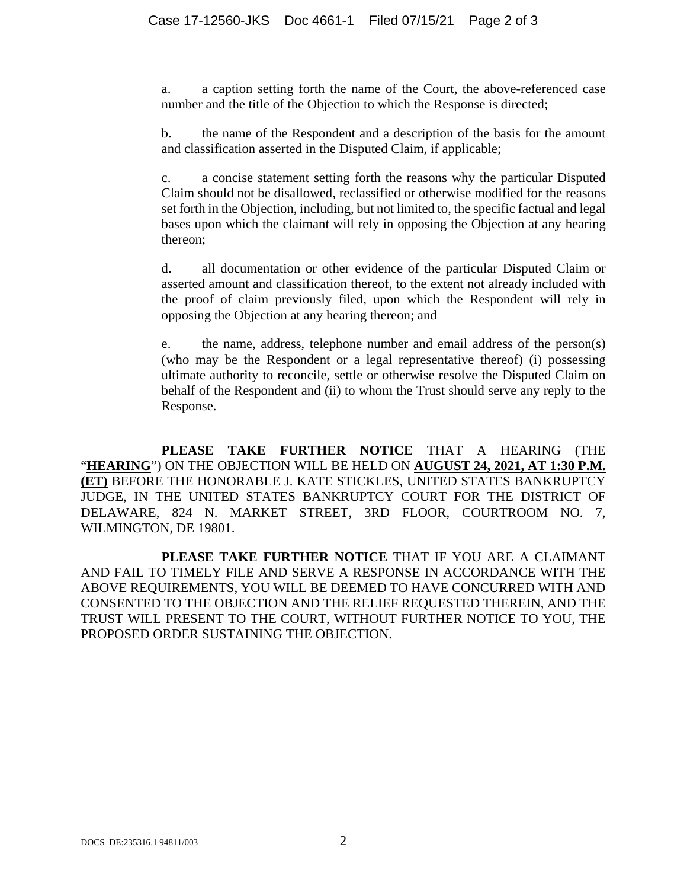a. a caption setting forth the name of the Court, the above-referenced case number and the title of the Objection to which the Response is directed;

b. the name of the Respondent and a description of the basis for the amount and classification asserted in the Disputed Claim, if applicable;

c. a concise statement setting forth the reasons why the particular Disputed Claim should not be disallowed, reclassified or otherwise modified for the reasons set forth in the Objection, including, but not limited to, the specific factual and legal bases upon which the claimant will rely in opposing the Objection at any hearing thereon;

d. all documentation or other evidence of the particular Disputed Claim or asserted amount and classification thereof, to the extent not already included with the proof of claim previously filed, upon which the Respondent will rely in opposing the Objection at any hearing thereon; and

e. the name, address, telephone number and email address of the person(s) (who may be the Respondent or a legal representative thereof) (i) possessing ultimate authority to reconcile, settle or otherwise resolve the Disputed Claim on behalf of the Respondent and (ii) to whom the Trust should serve any reply to the Response.

**PLEASE TAKE FURTHER NOTICE** THAT A HEARING (THE "**HEARING**") ON THE OBJECTION WILL BE HELD ON **AUGUST 24, 2021, AT 1:30 P.M. (ET)** BEFORE THE HONORABLE J. KATE STICKLES, UNITED STATES BANKRUPTCY JUDGE, IN THE UNITED STATES BANKRUPTCY COURT FOR THE DISTRICT OF DELAWARE, 824 N. MARKET STREET, 3RD FLOOR, COURTROOM NO. 7, WILMINGTON, DE 19801.

**PLEASE TAKE FURTHER NOTICE** THAT IF YOU ARE A CLAIMANT AND FAIL TO TIMELY FILE AND SERVE A RESPONSE IN ACCORDANCE WITH THE ABOVE REQUIREMENTS, YOU WILL BE DEEMED TO HAVE CONCURRED WITH AND CONSENTED TO THE OBJECTION AND THE RELIEF REQUESTED THEREIN, AND THE TRUST WILL PRESENT TO THE COURT, WITHOUT FURTHER NOTICE TO YOU, THE PROPOSED ORDER SUSTAINING THE OBJECTION.

DOCS_DE:235316.1 94811/003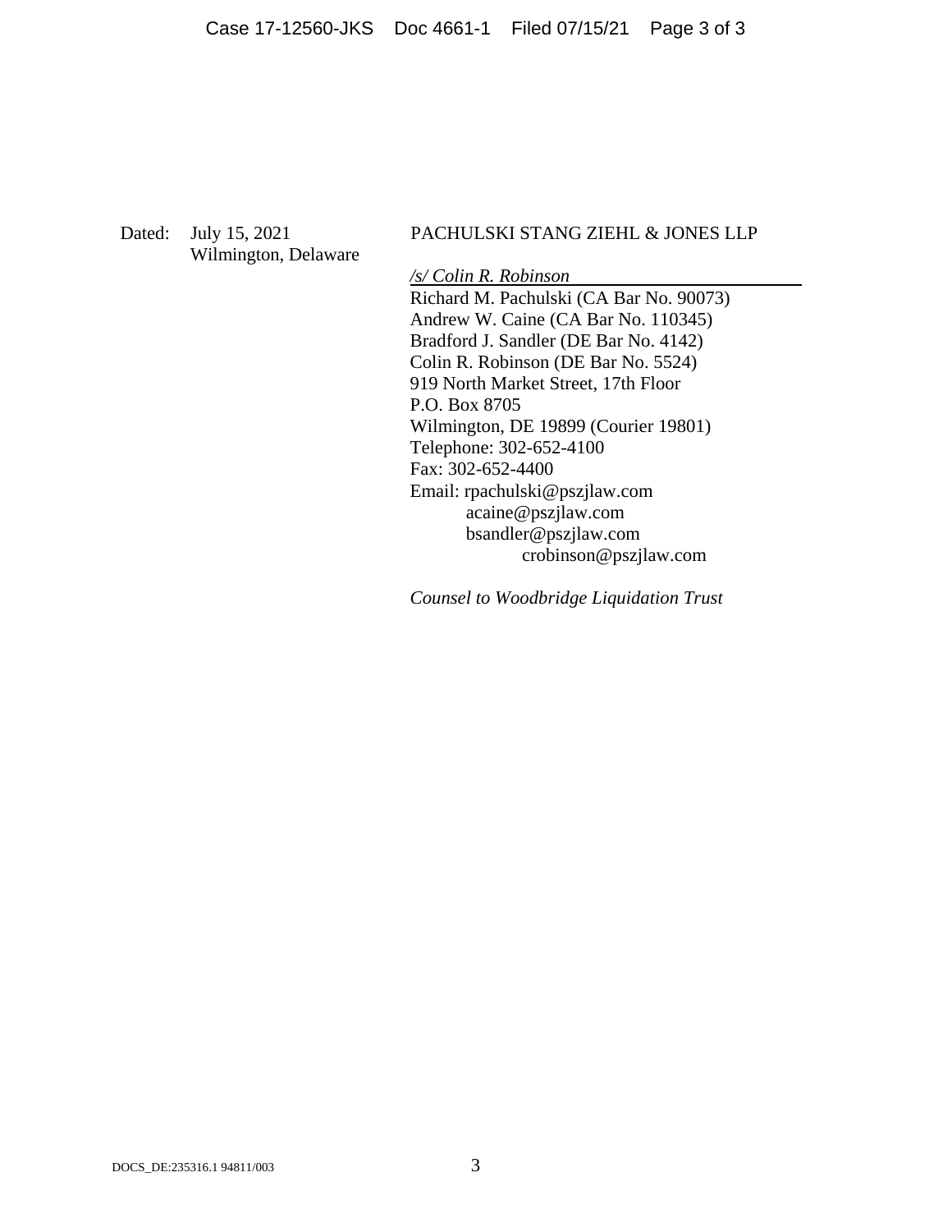Dated: July 15, 2021
Wilmington, Delaware

PACHULSKI STANG ZIEHL & JONES LLP

*/s/ Colin R. Robinson*

Richard M. Pachulski (CA Bar No. 90073)
Andrew W. Caine (CA Bar No. 110345)
Bradford J. Sandler (DE Bar No. 4142)
Colin R. Robinson (DE Bar No. 5524)
919 North Market Street, 17th Floor
P.O. Box 8705
Wilmington, DE 19899 (Courier 19801)
Telephone: 302-652-4100
Fax: 302-652-4400
Email: rpachulski@pszjlaw.com
acaine@pszjlaw.com
bsandler@pszjlaw.com
crobinson@pszjlaw.com

*Counsel to Woodbridge Liquidation Trust*

DOCS_DE:235316.1 94811/003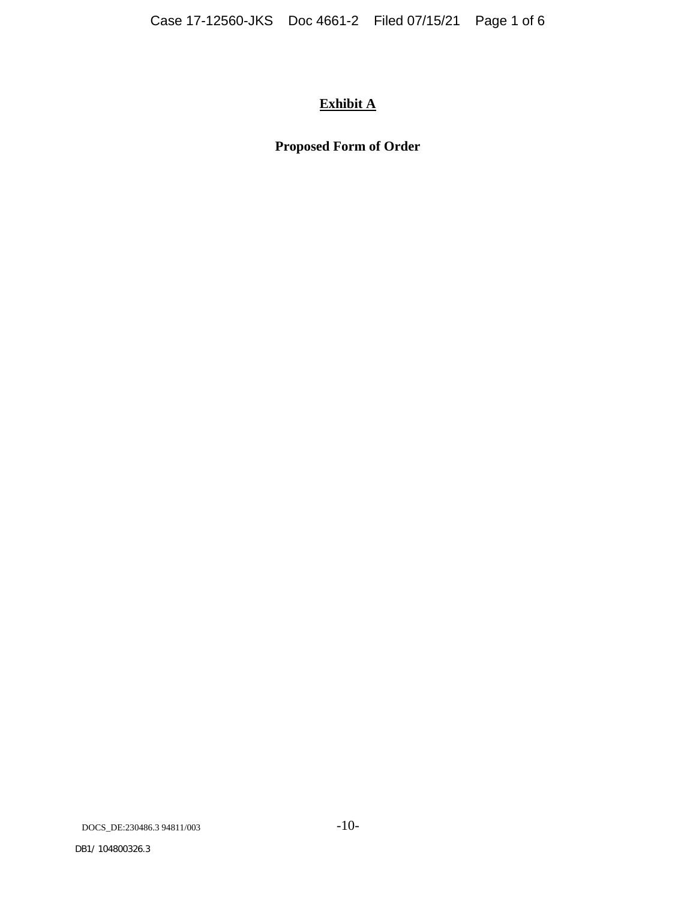**Exhibit A**

**Proposed Form of Order**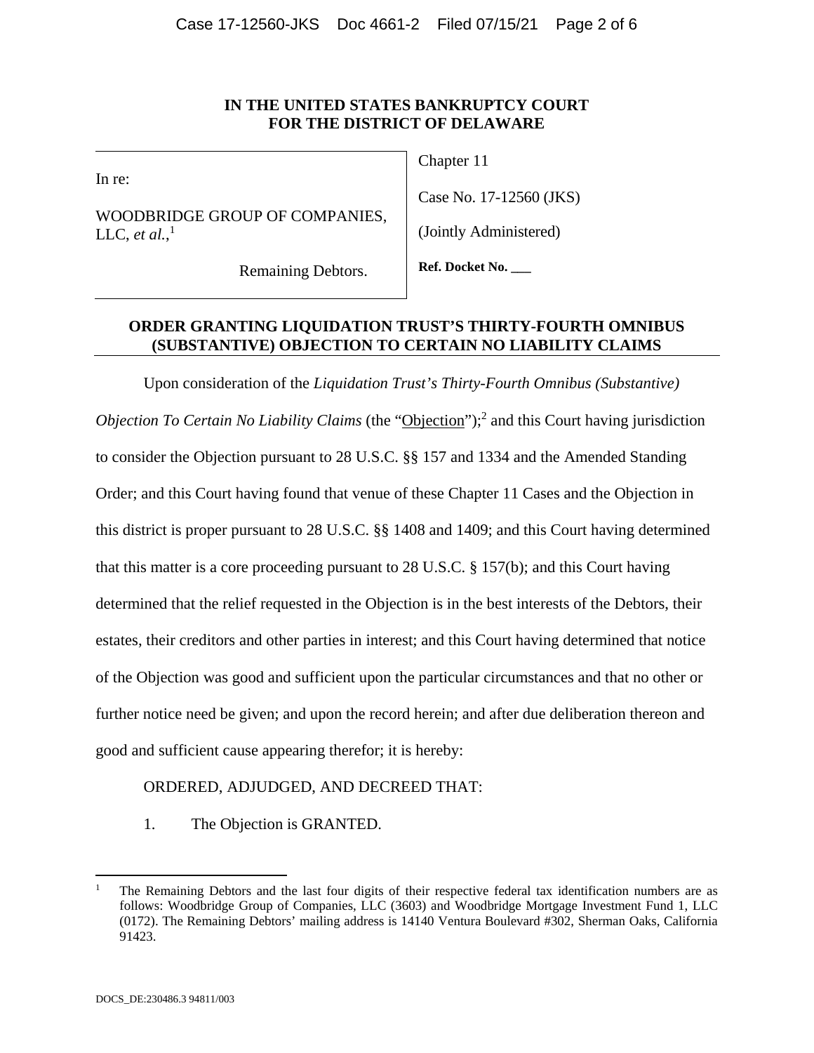# IN THE UNITED STATES BANKRUPTCY COURT FOR THE DISTRICT OF DELAWARE

| In re: WOODBRIDGE GROUP OF COMPANIES, LLC, *et al.*,[1] Remaining Debtors. | Chapter 11 Case No. 17-12560 (JKS) (Jointly Administered) **Ref. Docket No. \_\_\_** |
|---|---|

## ORDER GRANTING LIQUIDATION TRUST'S THIRTY-FOURTH OMNIBUS (SUBSTANTIVE) OBJECTION TO CERTAIN NO LIABILITY CLAIMS

Upon consideration of the *Liquidation Trust's Thirty-Fourth Omnibus (Substantive) Objection To Certain No Liability Claims* (the "Objection");[2] and this Court having jurisdiction to consider the Objection pursuant to 28 U.S.C. §§ 157 and 1334 and the Amended Standing Order; and this Court having found that venue of these Chapter 11 Cases and the Objection in this district is proper pursuant to 28 U.S.C. §§ 1408 and 1409; and this Court having determined that this matter is a core proceeding pursuant to 28 U.S.C. § 157(b); and this Court having determined that the relief requested in the Objection is in the best interests of the Debtors, their estates, their creditors and other parties in interest; and this Court having determined that notice of the Objection was good and sufficient upon the particular circumstances and that no other or further notice need be given; and upon the record herein; and after due deliberation thereon and good and sufficient cause appearing therefor; it is hereby:

ORDERED, ADJUDGED, AND DECREED THAT:

1. The Objection is GRANTED.

---

[1] The Remaining Debtors and the last four digits of their respective federal tax identification numbers are as follows: Woodbridge Group of Companies, LLC (3603) and Woodbridge Mortgage Investment Fund 1, LLC (0172). The Remaining Debtors' mailing address is 14140 Ventura Boulevard #302, Sherman Oaks, California 91423.

DOCS_DE:230486.3 94811/003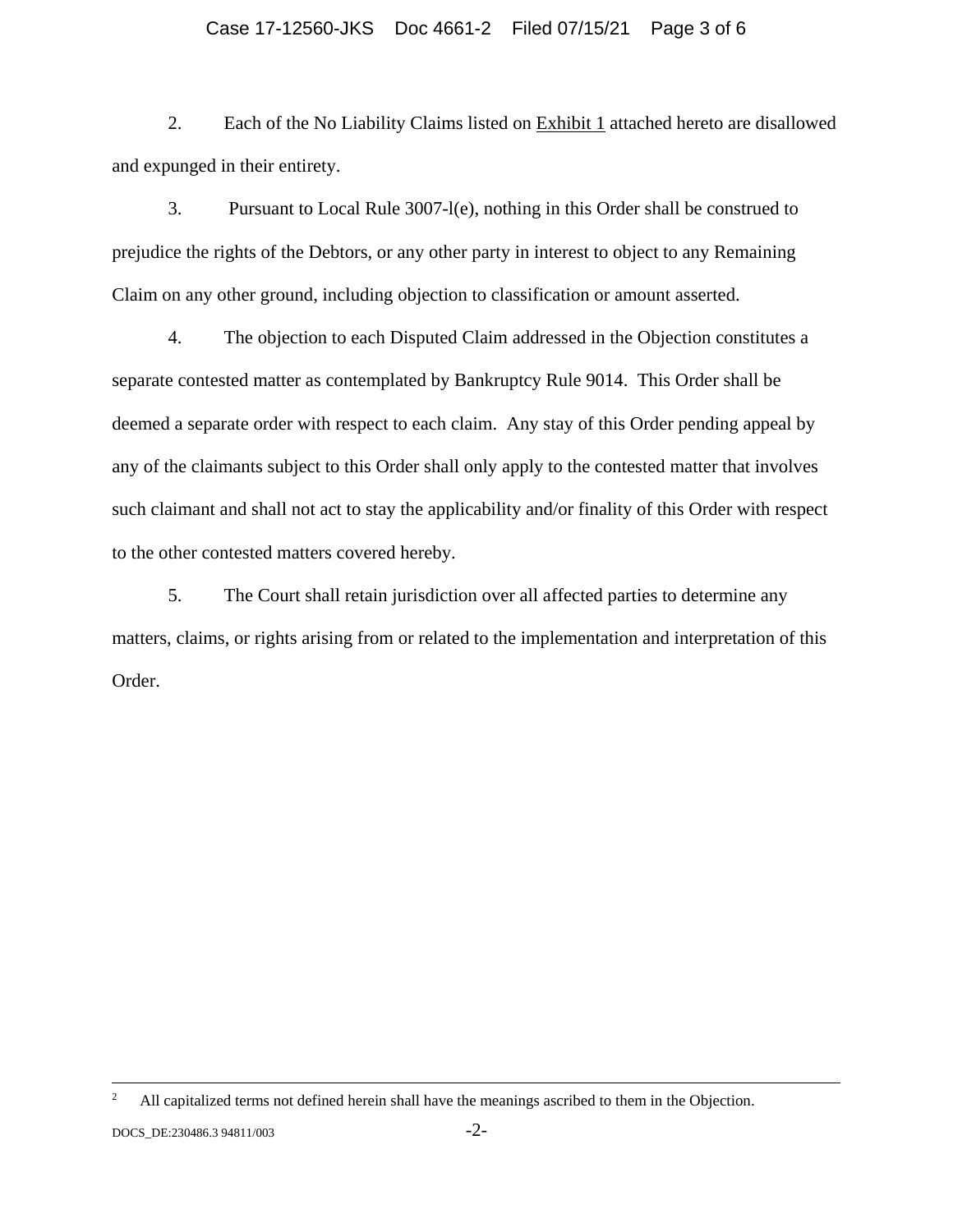2. Each of the No Liability Claims listed on Exhibit 1 attached hereto are disallowed and expunged in their entirety.

3. Pursuant to Local Rule 3007-l(e), nothing in this Order shall be construed to prejudice the rights of the Debtors, or any other party in interest to object to any Remaining Claim on any other ground, including objection to classification or amount asserted.

4. The objection to each Disputed Claim addressed in the Objection constitutes a separate contested matter as contemplated by Bankruptcy Rule 9014. This Order shall be deemed a separate order with respect to each claim. Any stay of this Order pending appeal by any of the claimants subject to this Order shall only apply to the contested matter that involves such claimant and shall not act to stay the applicability and/or finality of this Order with respect to the other contested matters covered hereby.

5. The Court shall retain jurisdiction over all affected parties to determine any matters, claims, or rights arising from or related to the implementation and interpretation of this Order.

---

[2] All capitalized terms not defined herein shall have the meanings ascribed to them in the Objection.

DOCS_DE:230486.3 94811/003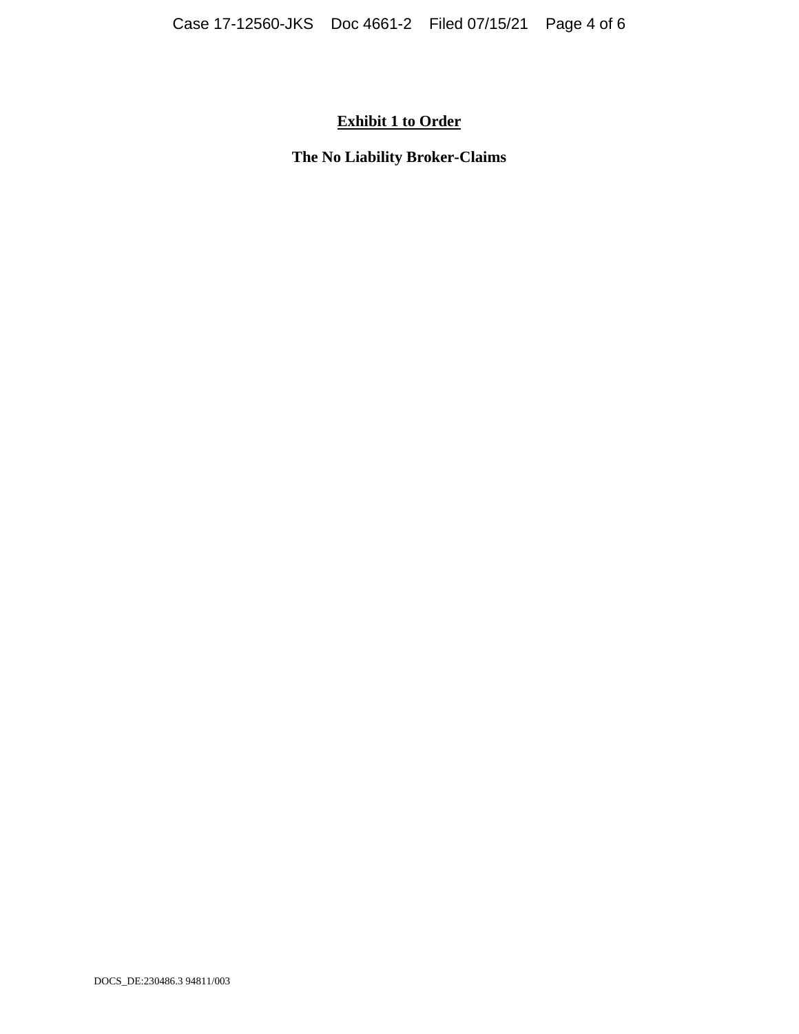**Exhibit 1 to Order**

**The No Liability Broker-Claims**

DOCS_DE:230486.3 94811/003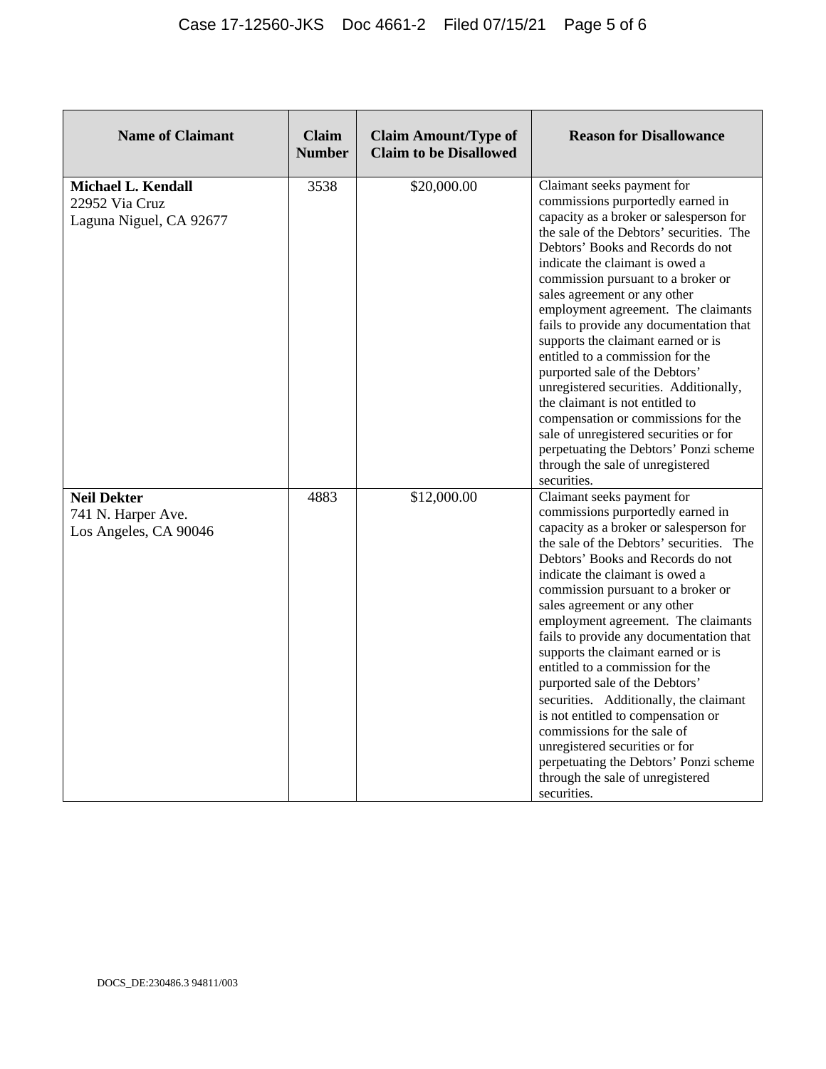| Name of Claimant | Claim Number | Claim Amount/Type of Claim to be Disallowed | Reason for Disallowance |
|---|---|---|---|
| **Michael L. Kendall**<br>22952 Via Cruz<br>Laguna Niguel, CA 92677 | 3538 | $20,000.00 | Claimant seeks payment for commissions purportedly earned in capacity as a broker or salesperson for the sale of the Debtors' securities. The Debtors' Books and Records do not indicate the claimant is owed a commission pursuant to a broker or sales agreement or any other employment agreement. The claimants fails to provide any documentation that supports the claimant earned or is entitled to a commission for the purported sale of the Debtors' unregistered securities. Additionally, the claimant is not entitled to compensation or commissions for the sale of unregistered securities or for perpetuating the Debtors' Ponzi scheme through the sale of unregistered securities. |
| **Neil Dekter**<br>741 N. Harper Ave.<br>Los Angeles, CA 90046 | 4883 | $12,000.00 | Claimant seeks payment for commissions purportedly earned in capacity as a broker or salesperson for the sale of the Debtors' securities. The Debtors' Books and Records do not indicate the claimant is owed a commission pursuant to a broker or sales agreement or any other employment agreement. The claimants fails to provide any documentation that supports the claimant earned or is entitled to a commission for the purported sale of the Debtors' securities. Additionally, the claimant is not entitled to compensation or commissions for the sale of unregistered securities or for perpetuating the Debtors' Ponzi scheme through the sale of unregistered securities. |

DOCS_DE:230486.3 94811/003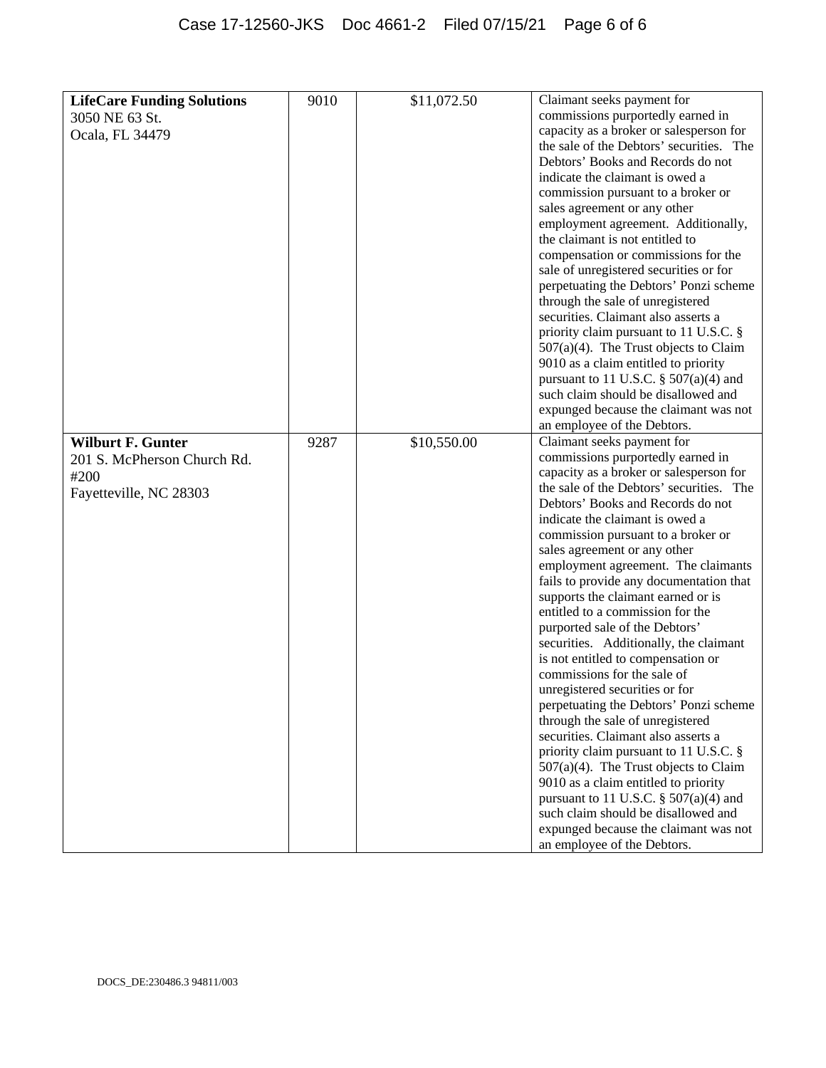| | | | |
|---|---|---|---|
| **LifeCare Funding Solutions**<br>3050 NE 63 St.<br>Ocala, FL 34479 | 9010 | $11,072.50 | Claimant seeks payment for commissions purportedly earned in capacity as a broker or salesperson for the sale of the Debtors' securities. The Debtors' Books and Records do not indicate the claimant is owed a commission pursuant to a broker or sales agreement or any other employment agreement. Additionally, the claimant is not entitled to compensation or commissions for the sale of unregistered securities or for perpetuating the Debtors' Ponzi scheme through the sale of unregistered securities. Claimant also asserts a priority claim pursuant to 11 U.S.C. § 507(a)(4). The Trust objects to Claim 9010 as a claim entitled to priority pursuant to 11 U.S.C. § 507(a)(4) and such claim should be disallowed and expunged because the claimant was not an employee of the Debtors. |
| **Wilburt F. Gunter**<br>201 S. McPherson Church Rd.<br>#200<br>Fayetteville, NC 28303 | 9287 | $10,550.00 | Claimant seeks payment for commissions purportedly earned in capacity as a broker or salesperson for the sale of the Debtors' securities. The Debtors' Books and Records do not indicate the claimant is owed a commission pursuant to a broker or sales agreement or any other employment agreement. The claimants fails to provide any documentation that supports the claimant earned or is entitled to a commission for the purported sale of the Debtors' securities. Additionally, the claimant is not entitled to compensation or commissions for the sale of unregistered securities or for perpetuating the Debtors' Ponzi scheme through the sale of unregistered securities. Claimant also asserts a priority claim pursuant to 11 U.S.C. § 507(a)(4). The Trust objects to Claim 9010 as a claim entitled to priority pursuant to 11 U.S.C. § 507(a)(4) and such claim should be disallowed and expunged because the claimant was not an employee of the Debtors. |

DOCS_DE:230486.3 94811/003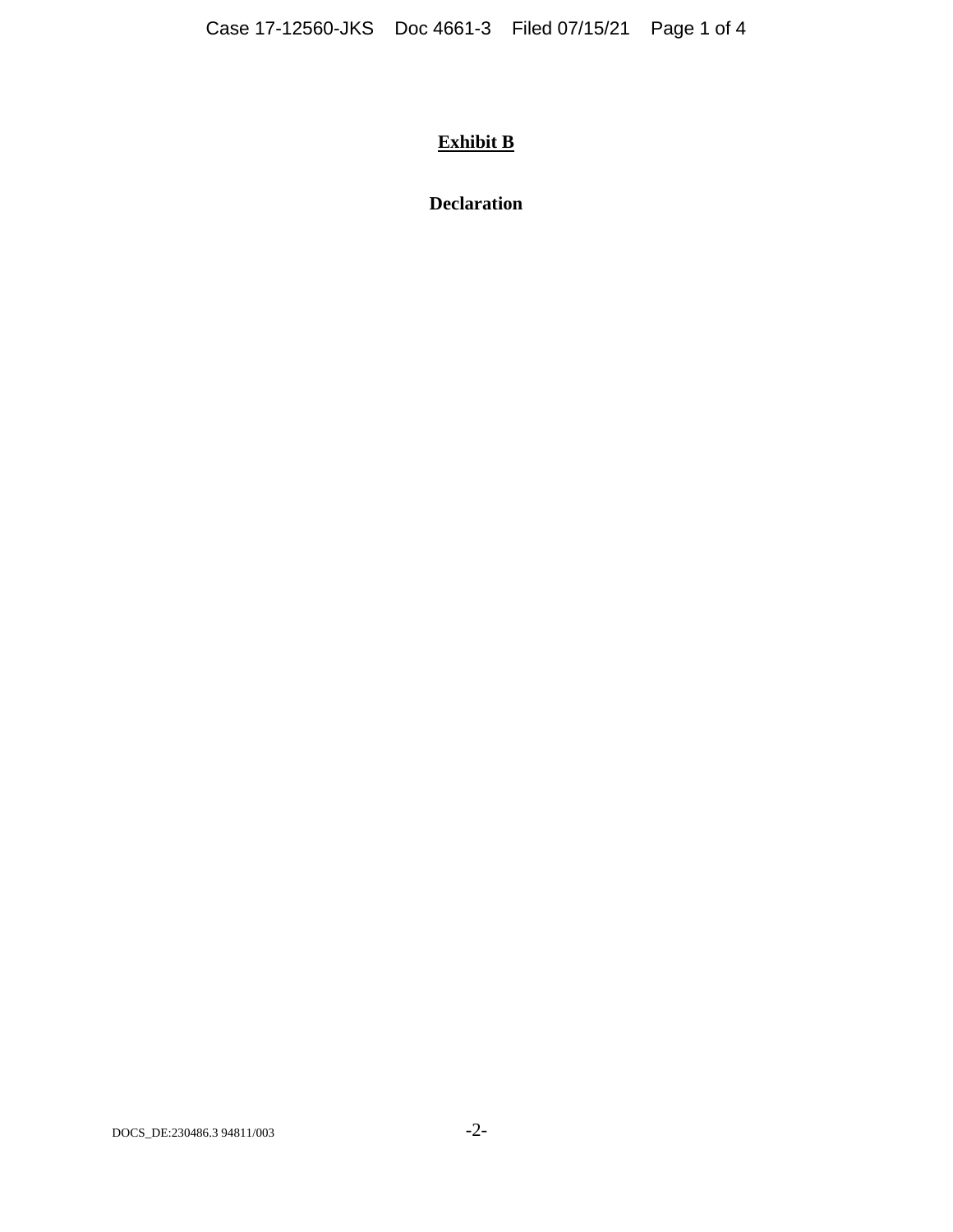# **Exhibit B**

**Declaration**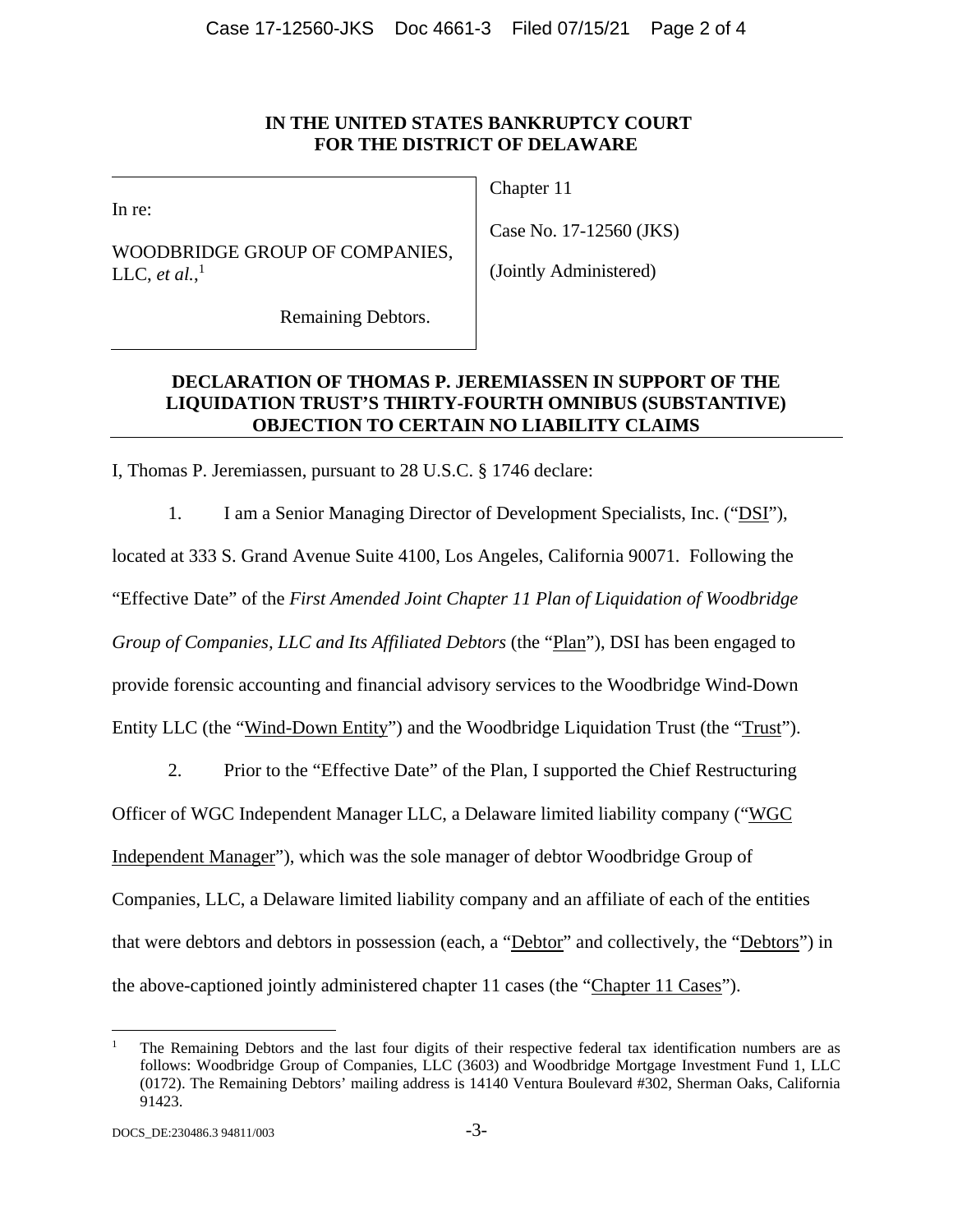**IN THE UNITED STATES BANKRUPTCY COURT**
**FOR THE DISTRICT OF DELAWARE**

| | |
|---|---|
| In re:<br><br>WOODBRIDGE GROUP OF COMPANIES, LLC, *et al.*,[1]<br><br>Remaining Debtors. | Chapter 11<br><br>Case No. 17-12560 (JKS)<br><br>(Jointly Administered) |

**DECLARATION OF THOMAS P. JEREMIASSEN IN SUPPORT OF THE LIQUIDATION TRUST'S THIRTY-FOURTH OMNIBUS (SUBSTANTIVE) OBJECTION TO CERTAIN NO LIABILITY CLAIMS**

I, Thomas P. Jeremiassen, pursuant to 28 U.S.C. § 1746 declare:

1. I am a Senior Managing Director of Development Specialists, Inc. ("DSI"), located at 333 S. Grand Avenue Suite 4100, Los Angeles, California 90071. Following the "Effective Date" of the *First Amended Joint Chapter 11 Plan of Liquidation of Woodbridge Group of Companies, LLC and Its Affiliated Debtors* (the "Plan"), DSI has been engaged to provide forensic accounting and financial advisory services to the Woodbridge Wind-Down Entity LLC (the "Wind-Down Entity") and the Woodbridge Liquidation Trust (the "Trust").

2. Prior to the "Effective Date" of the Plan, I supported the Chief Restructuring Officer of WGC Independent Manager LLC, a Delaware limited liability company ("WGC Independent Manager"), which was the sole manager of debtor Woodbridge Group of Companies, LLC, a Delaware limited liability company and an affiliate of each of the entities that were debtors and debtors in possession (each, a "Debtor" and collectively, the "Debtors") in the above-captioned jointly administered chapter 11 cases (the "Chapter 11 Cases").

---

[1] The Remaining Debtors and the last four digits of their respective federal tax identification numbers are as follows: Woodbridge Group of Companies, LLC (3603) and Woodbridge Mortgage Investment Fund 1, LLC (0172). The Remaining Debtors' mailing address is 14140 Ventura Boulevard #302, Sherman Oaks, California 91423.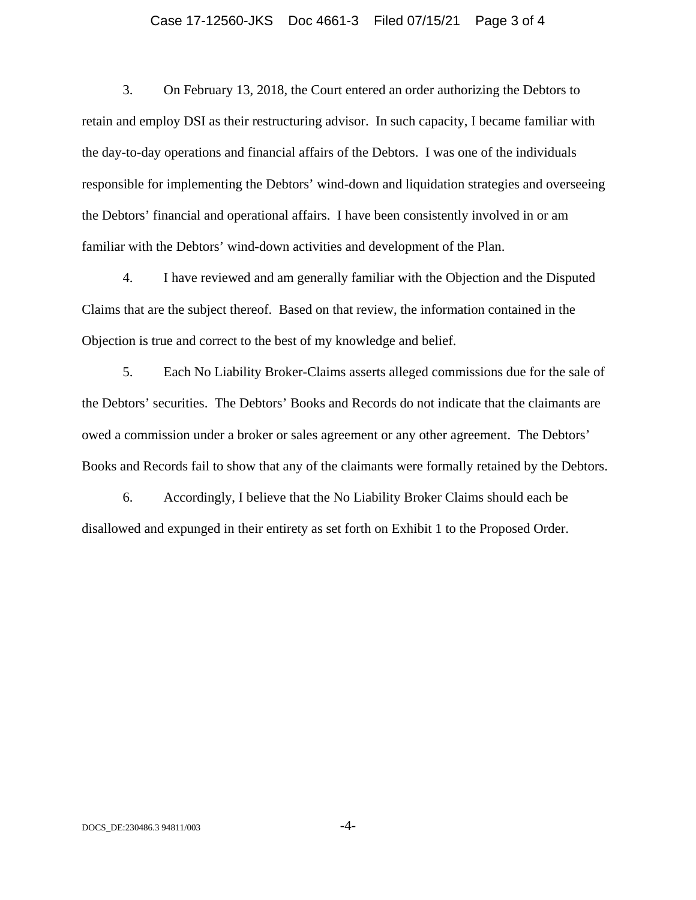3. On February 13, 2018, the Court entered an order authorizing the Debtors to retain and employ DSI as their restructuring advisor. In such capacity, I became familiar with the day-to-day operations and financial affairs of the Debtors. I was one of the individuals responsible for implementing the Debtors' wind-down and liquidation strategies and overseeing the Debtors' financial and operational affairs. I have been consistently involved in or am familiar with the Debtors' wind-down activities and development of the Plan.

4. I have reviewed and am generally familiar with the Objection and the Disputed Claims that are the subject thereof. Based on that review, the information contained in the Objection is true and correct to the best of my knowledge and belief.

5. Each No Liability Broker-Claims asserts alleged commissions due for the sale of the Debtors' securities. The Debtors' Books and Records do not indicate that the claimants are owed a commission under a broker or sales agreement or any other agreement. The Debtors' Books and Records fail to show that any of the claimants were formally retained by the Debtors.

6. Accordingly, I believe that the No Liability Broker Claims should each be disallowed and expunged in their entirety as set forth on Exhibit 1 to the Proposed Order.

DOCS_DE:230486.3 94811/003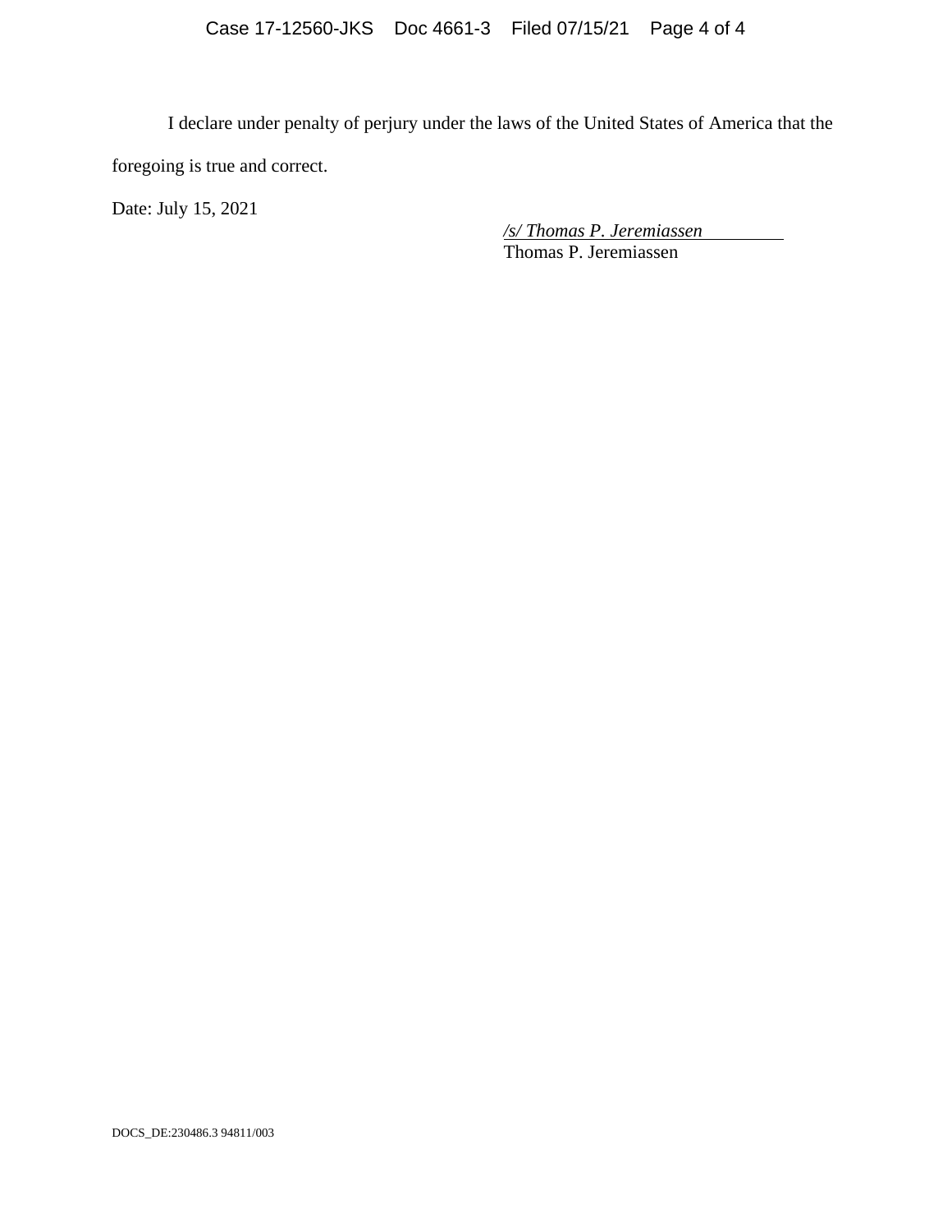I declare under penalty of perjury under the laws of the United States of America that the foregoing is true and correct.

Date: July 15, 2021

*/s/ Thomas P. Jeremiassen*
Thomas P. Jeremiassen

DOCS_DE:230486.3 94811/003